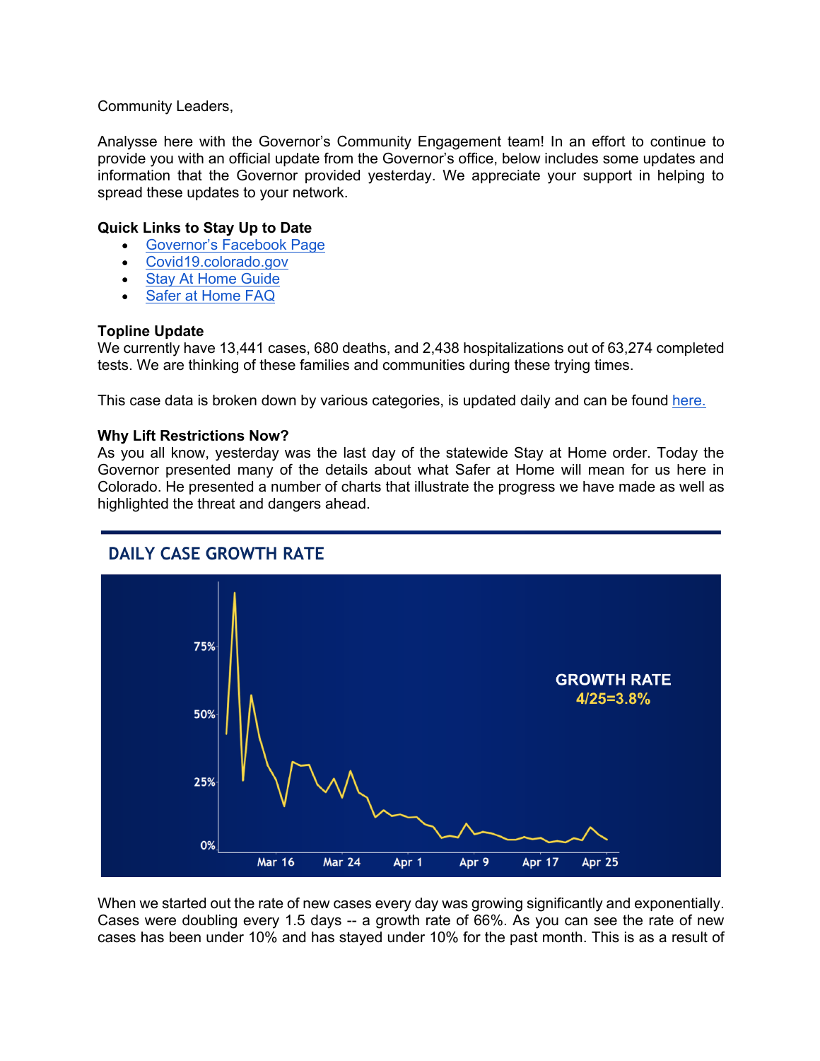Community Leaders,

Analysse here with the Governor's Community Engagement team! In an effort to continue to provide you with an official update from the Governor's office, below includes some updates and information that the Governor provided yesterday. We appreciate your support in helping to spread these updates to your network.

**Quick Links to Stay Up to Date**

- Governor's Facebook Page
- Covid19.colorado.gov
- Stay At Home Guide
- Safer at Home FAQ

**Topline Update**

We currently have 13,441 cases, 680 deaths, and 2,438 hospitalizations out of 63,274 completed tests. We are thinking of these families and communities during these trying times.

This case data is broken down by various categories, is updated daily and can be found here.

**Why Lift Restrictions Now?**

As you all know, yesterday was the last day of the statewide Stay at Home order. Today the Governor presented many of the details about what Safer at Home will mean for us here in Colorado. He presented a number of charts that illustrate the progress we have made as well as highlighted the threat and dangers ahead.

DAILY CASE GROWTH RATE

GROWTH RATE 4/25=3.8%

When we started out the rate of new cases every day was growing significantly and exponentially. Cases were doubling every 1.5 days -- a growth rate of 66%. As you can see the rate of new cases has been under 10% and has stayed under 10% for the past month. This is as a result of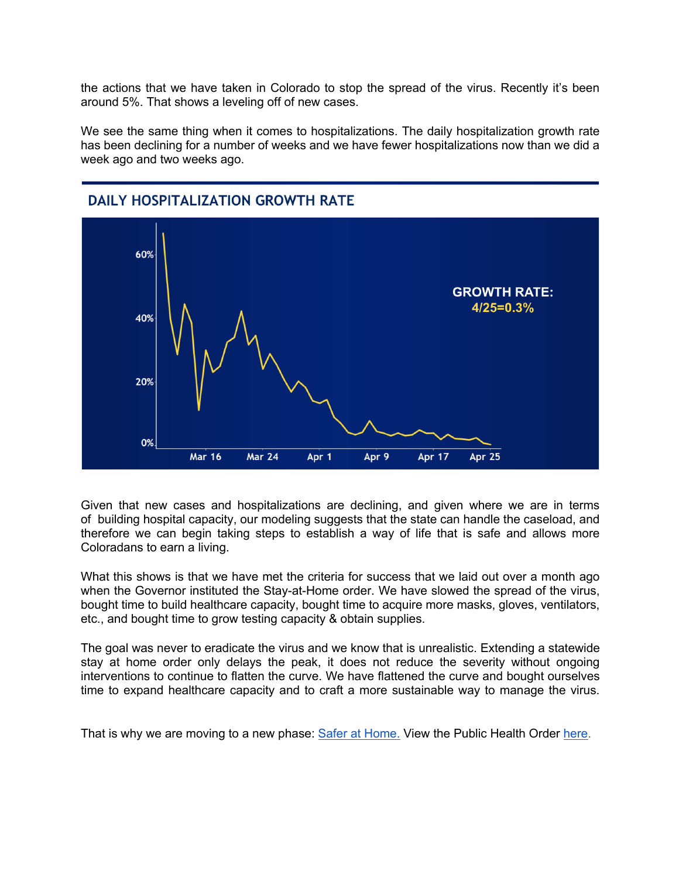the actions that we have taken in Colorado to stop the spread of the virus. Recently it's been around 5%. That shows a leveling off of new cases.

We see the same thing when it comes to hospitalizations. The daily hospitalization growth rate has been declining for a number of weeks and we have fewer hospitalizations now than we did a week ago and two weeks ago.

## DAILY HOSPITALIZATION GROWTH RATE

GROWTH RATE:
4/25=0.3%

Given that new cases and hospitalizations are declining, and given where we are in terms of building hospital capacity, our modeling suggests that the state can handle the caseload, and therefore we can begin taking steps to establish a way of life that is safe and allows more Coloradans to earn a living.

What this shows is that we have met the criteria for success that we laid out over a month ago when the Governor instituted the Stay-at-Home order. We have slowed the spread of the virus, bought time to build healthcare capacity, bought time to acquire more masks, gloves, ventilators, etc., and bought time to grow testing capacity & obtain supplies.

The goal was never to eradicate the virus and we know that is unrealistic. Extending a statewide stay at home order only delays the peak, it does not reduce the severity without ongoing interventions to continue to flatten the curve. We have flattened the curve and bought ourselves time to expand healthcare capacity and to craft a more sustainable way to manage the virus.

That is why we are moving to a new phase: [Safer at Home.](#) View the Public Health Order [here](#).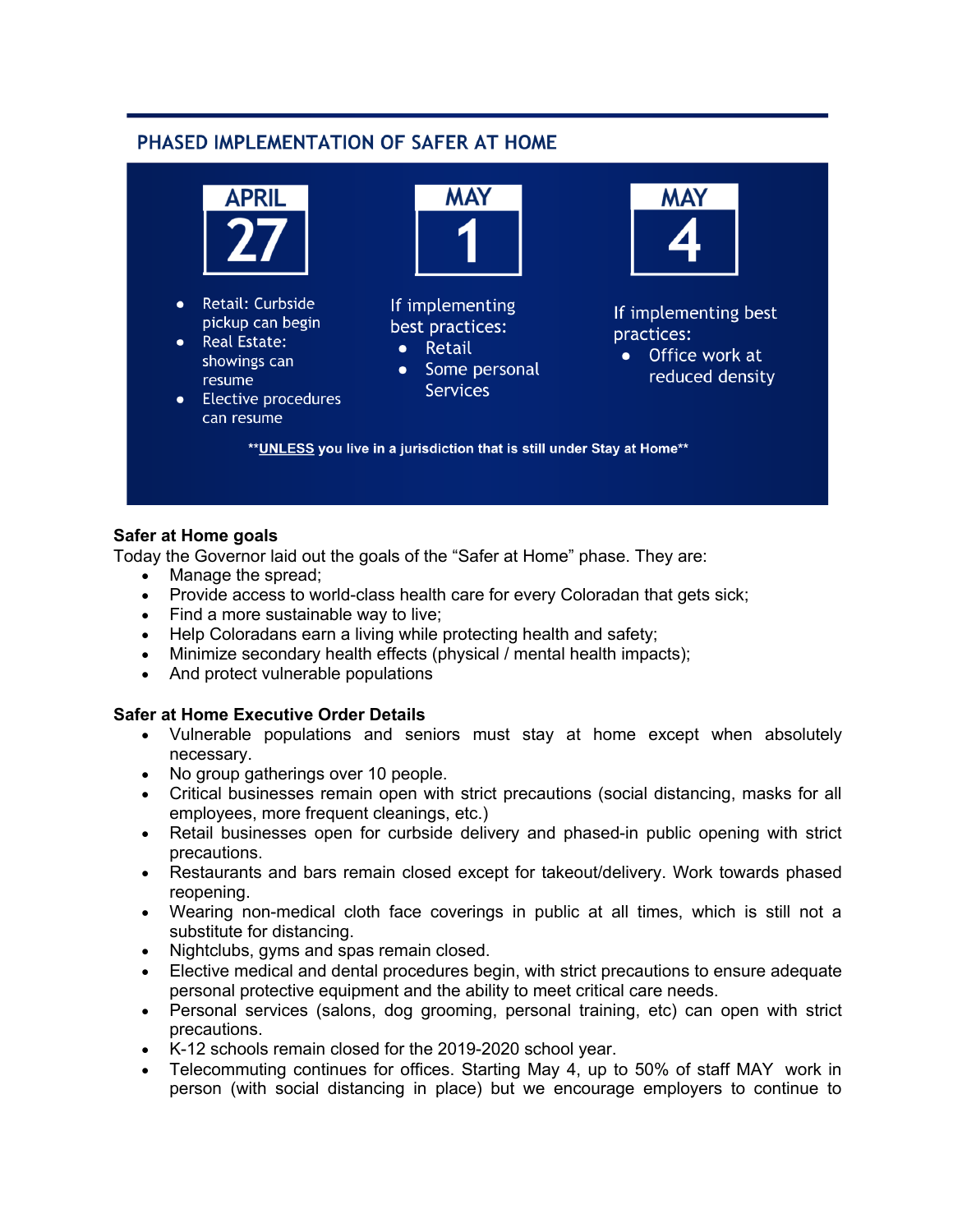## PHASED IMPLEMENTATION OF SAFER AT HOME

**APRIL 27**

- Retail: Curbside pickup can begin
- Real Estate: showings can resume
- Elective procedures can resume

**MAY 1**

If implementing best practices:

- Retail
- Some personal Services

**MAY 4**

If implementing best practices:

- Office work at reduced density

****UNLESS** you live in a jurisdiction that is still under Stay at Home****

**Safer at Home goals**

Today the Governor laid out the goals of the "Safer at Home" phase. They are:

- Manage the spread;
- Provide access to world-class health care for every Coloradan that gets sick;
- Find a more sustainable way to live;
- Help Coloradans earn a living while protecting health and safety;
- Minimize secondary health effects (physical / mental health impacts);
- And protect vulnerable populations

**Safer at Home Executive Order Details**

- Vulnerable populations and seniors must stay at home except when absolutely necessary.
- No group gatherings over 10 people.
- Critical businesses remain open with strict precautions (social distancing, masks for all employees, more frequent cleanings, etc.)
- Retail businesses open for curbside delivery and phased-in public opening with strict precautions.
- Restaurants and bars remain closed except for takeout/delivery. Work towards phased reopening.
- Wearing non-medical cloth face coverings in public at all times, which is still not a substitute for distancing.
- Nightclubs, gyms and spas remain closed.
- Elective medical and dental procedures begin, with strict precautions to ensure adequate personal protective equipment and the ability to meet critical care needs.
- Personal services (salons, dog grooming, personal training, etc) can open with strict precautions.
- K-12 schools remain closed for the 2019-2020 school year.
- Telecommuting continues for offices. Starting May 4, up to 50% of staff MAY work in person (with social distancing in place) but we encourage employers to continue to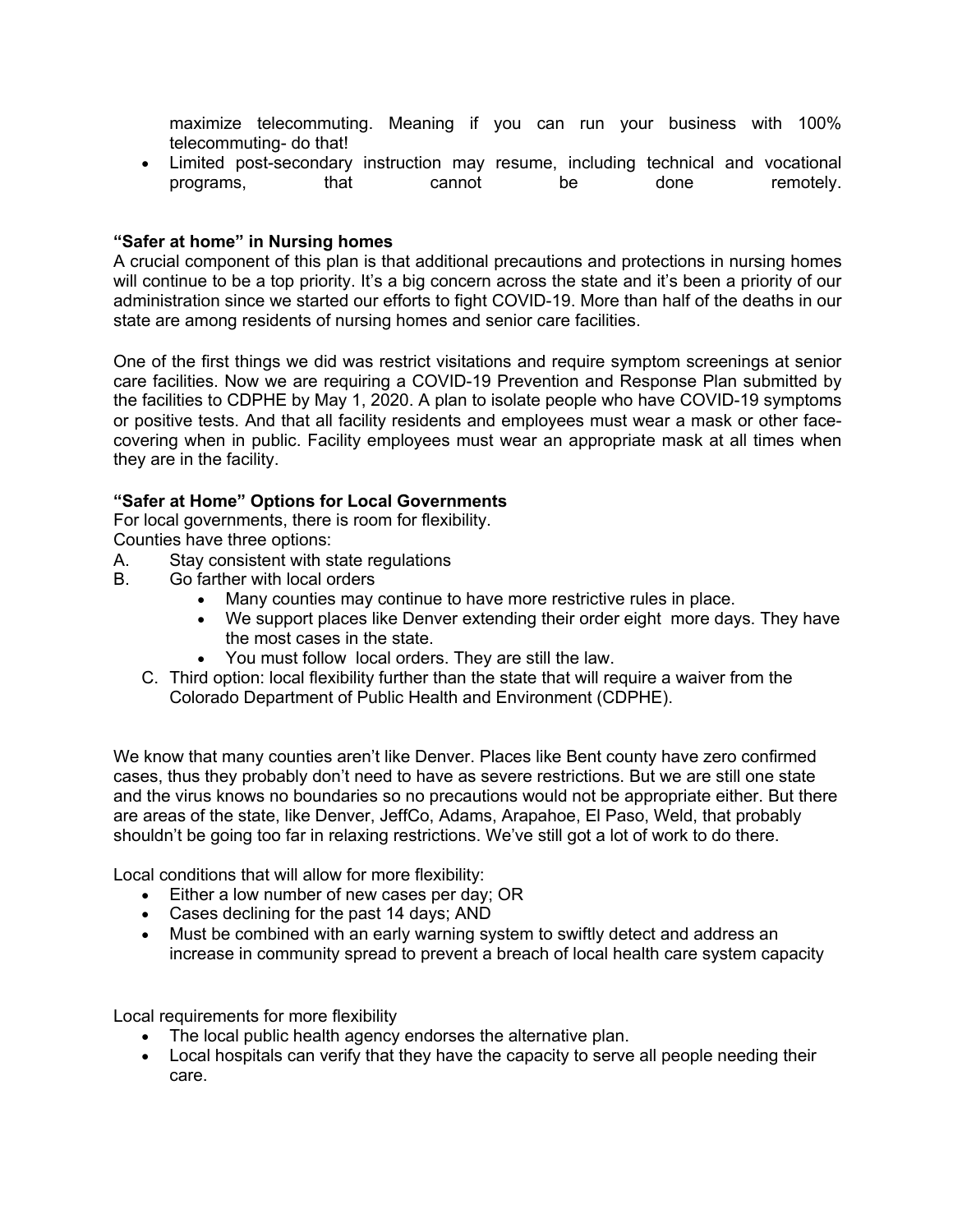maximize telecommuting. Meaning if you can run your business with 100% telecommuting- do that!
- Limited post-secondary instruction may resume, including technical and vocational programs, that cannot be done remotely.

**"Safer at home" in Nursing homes**

A crucial component of this plan is that additional precautions and protections in nursing homes will continue to be a top priority. It's a big concern across the state and it's been a priority of our administration since we started our efforts to fight COVID-19. More than half of the deaths in our state are among residents of nursing homes and senior care facilities.

One of the first things we did was restrict visitations and require symptom screenings at senior care facilities. Now we are requiring a COVID-19 Prevention and Response Plan submitted by the facilities to CDPHE by May 1, 2020. A plan to isolate people who have COVID-19 symptoms or positive tests. And that all facility residents and employees must wear a mask or other face-covering when in public. Facility employees must wear an appropriate mask at all times when they are in the facility.

**"Safer at Home" Options for Local Governments**

For local governments, there is room for flexibility.
Counties have three options:

A. Stay consistent with state regulations
B. Go farther with local orders
   - Many counties may continue to have more restrictive rules in place.
   - We support places like Denver extending their order eight more days. They have the most cases in the state.
   - You must follow local orders. They are still the law.

C. Third option: local flexibility further than the state that will require a waiver from the Colorado Department of Public Health and Environment (CDPHE).

We know that many counties aren't like Denver. Places like Bent county have zero confirmed cases, thus they probably don't need to have as severe restrictions. But we are still one state and the virus knows no boundaries so no precautions would not be appropriate either. But there are areas of the state, like Denver, JeffCo, Adams, Arapahoe, El Paso, Weld, that probably shouldn't be going too far in relaxing restrictions. We've still got a lot of work to do there.

Local conditions that will allow for more flexibility:

- Either a low number of new cases per day; OR
- Cases declining for the past 14 days; AND
- Must be combined with an early warning system to swiftly detect and address an increase in community spread to prevent a breach of local health care system capacity

Local requirements for more flexibility

- The local public health agency endorses the alternative plan.
- Local hospitals can verify that they have the capacity to serve all people needing their care.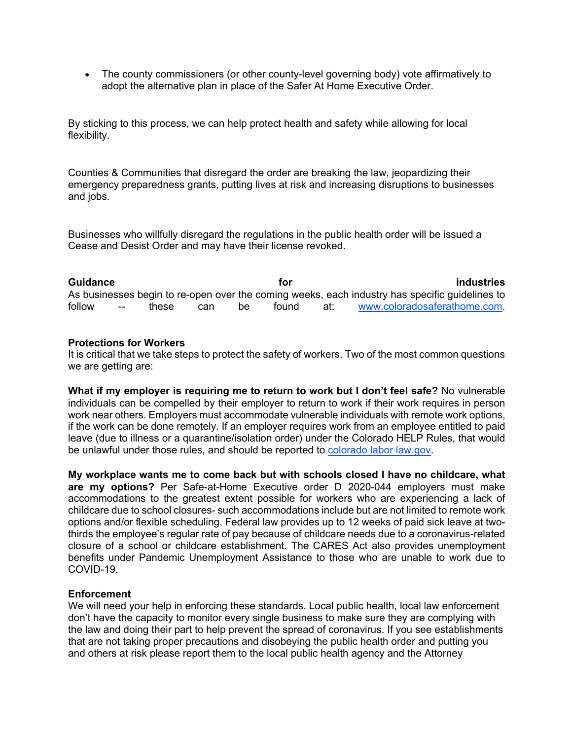- The county commissioners (or other county-level governing body) vote affirmatively to adopt the alternative plan in place of the Safer At Home Executive Order.

By sticking to this process, we can help protect health and safety while allowing for local flexibility.

Counties & Communities that disregard the order are breaking the law, jeopardizing their emergency preparedness grants, putting lives at risk and increasing disruptions to businesses and jobs.

Businesses who willfully disregard the regulations in the public health order will be issued a Cease and Desist Order and may have their license revoked.

**Guidance for industries**
As businesses begin to re-open over the coming weeks, each industry has specific guidelines to follow -- these can be found at: [www.coloradosaferathome.com](www.coloradosaferathome.com).

**Protections for Workers**
It is critical that we take steps to protect the safety of workers. Two of the most common questions we are getting are:

**What if my employer is requiring me to return to work but I don't feel safe?** No vulnerable individuals can be compelled by their employer to return to work if their work requires in person work near others. Employers must accommodate vulnerable individuals with remote work options, if the work can be done remotely. If an employer requires work from an employee entitled to paid leave (due to illness or a quarantine/isolation order) under the Colorado HELP Rules, that would be unlawful under those rules, and should be reported to colorado labor law.gov.

**My workplace wants me to come back but with schools closed I have no childcare, what are my options?** Per Safe-at-Home Executive order D 2020-044 employers must make accommodations to the greatest extent possible for workers who are experiencing a lack of childcare due to school closures- such accommodations include but are not limited to remote work options and/or flexible scheduling. Federal law provides up to 12 weeks of paid sick leave at two-thirds the employee's regular rate of pay because of childcare needs due to a coronavirus-related closure of a school or childcare establishment. The CARES Act also provides unemployment benefits under Pandemic Unemployment Assistance to those who are unable to work due to COVID-19.

**Enforcement**
We will need your help in enforcing these standards. Local public health, local law enforcement don't have the capacity to monitor every single business to make sure they are complying with the law and doing their part to help prevent the spread of coronavirus. If you see establishments that are not taking proper precautions and disobeying the public health order and putting you and others at risk please report them to the local public health agency and the Attorney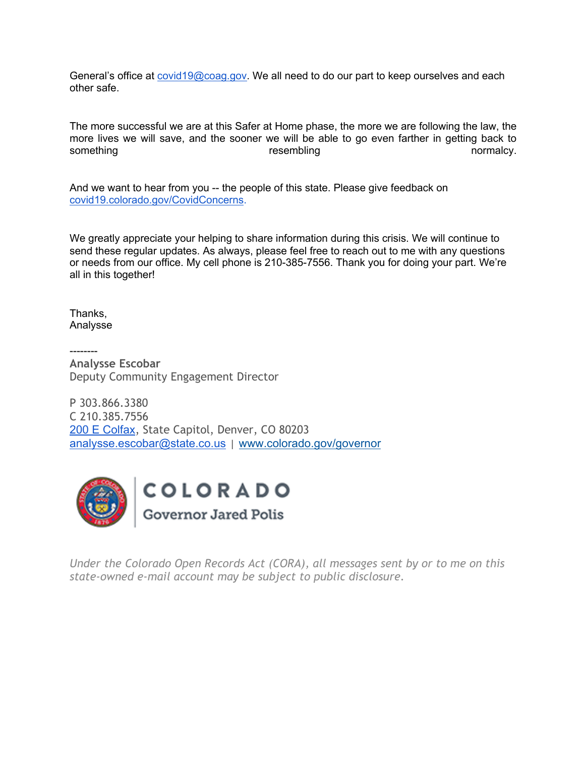General's office at covid19@coag.gov. We all need to do our part to keep ourselves and each other safe.

The more successful we are at this Safer at Home phase, the more we are following the law, the more lives we will save, and the sooner we will be able to go even farther in getting back to something resembling normalcy.

And we want to hear from you -- the people of this state. Please give feedback on covid19.colorado.gov/CovidConcerns.

We greatly appreciate your helping to share information during this crisis. We will continue to send these regular updates. As always, please feel free to reach out to me with any questions or needs from our office. My cell phone is 210-385-7556. Thank you for doing your part. We're all in this together!

Thanks,
Analysse

--------
**Analysse Escobar**
Deputy Community Engagement Director

P 303.866.3380
C 210.385.7556
200 E Colfax, State Capitol, Denver, CO 80203
analysse.escobar@state.co.us | www.colorado.gov/governor

COLORADO
Governor Jared Polis

*Under the Colorado Open Records Act (CORA), all messages sent by or to me on this state-owned e-mail account may be subject to public disclosure.*